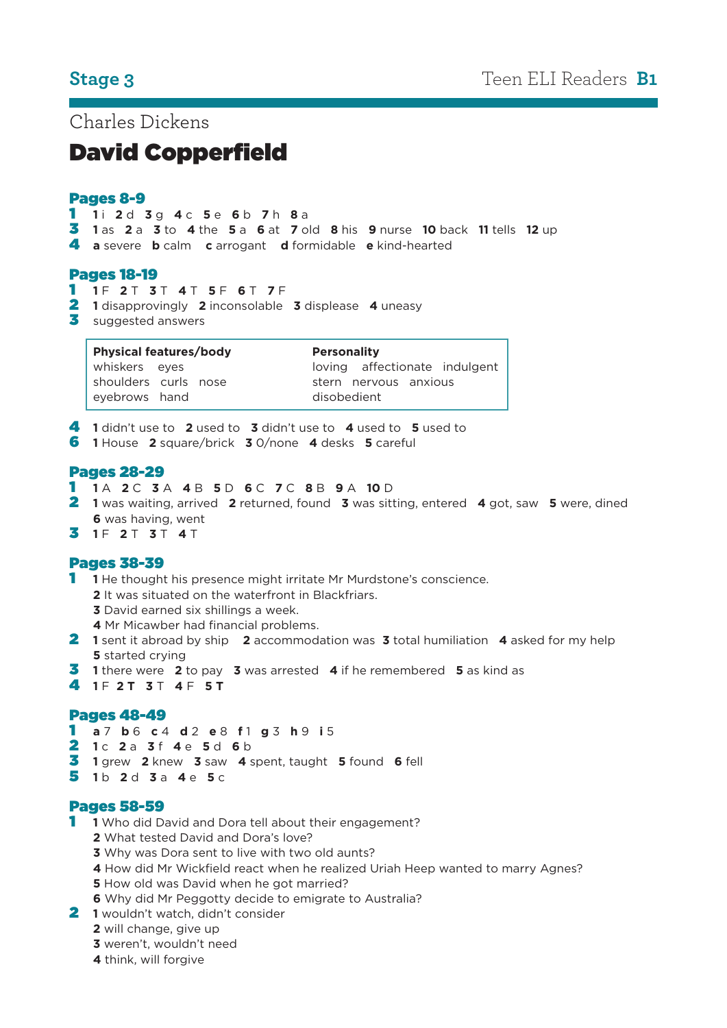**Stage 3**

Teen ELI Readers **B1**

Charles Dickens

# David Copperfield

## Pages 8-9

**1** **1** i **2** d **3** g **4** c **5** e **6** b **7** h **8** a

**3** **1** as **2** a **3** to **4** the **5** a **6** at **7** old **8** his **9** nurse **10** back **11** tells **12** up

**4** **a** severe **b** calm **c** arrogant **d** formidable **e** kind-hearted

## Pages 18-19

**1** **1** F **2** T **3** T **4** T **5** F **6** T **7** F

**2** **1** disapprovingly **2** inconsolable **3** displease **4** uneasy

**3** suggested answers

| Physical features/body | Personality |
|---|---|
| whiskers eyes | loving affectionate indulgent |
| shoulders curls nose | stern nervous anxious |
| eyebrows hand | disobedient |

**4** **1** didn't use to **2** used to **3** didn't use to **4** used to **5** used to

**6** **1** House **2** square/brick **3** 0/none **4** desks **5** careful

## Pages 28-29

**1** **1** A **2** C **3** A **4** B **5** D **6** C **7** C **8** B **9** A **10** D

**2** **1** was waiting, arrived **2** returned, found **3** was sitting, entered **4** got, saw **5** were, dined **6** was having, went

**3** **1** F **2** T **3** T **4** T

## Pages 38-39

**1**
**1** He thought his presence might irritate Mr Murdstone's conscience.
**2** It was situated on the waterfront in Blackfriars.
**3** David earned six shillings a week.
**4** Mr Micawber had financial problems.

**2** **1** sent it abroad by ship **2** accommodation was **3** total humiliation **4** asked for my help **5** started crying

**3** **1** there were **2** to pay **3** was arrested **4** if he remembered **5** as kind as

**4** **1** F **2** T **3** T **4** F **5** T

## Pages 48-49

**1** **a** 7 **b** 6 **c** 4 **d** 2 **e** 8 **f** 1 **g** 3 **h** 9 **i** 5

**2** **1** c **2** a **3** f **4** e **5** d **6** b

**3** **1** grew **2** knew **3** saw **4** spent, taught **5** found **6** fell

**5** **1** b **2** d **3** a **4** e **5** c

## Pages 58-59

**1**
**1** Who did David and Dora tell about their engagement?
**2** What tested David and Dora's love?
**3** Why was Dora sent to live with two old aunts?
**4** How did Mr Wickfield react when he realized Uriah Heep wanted to marry Agnes?
**5** How old was David when he got married?
**6** Why did Mr Peggotty decide to emigrate to Australia?

**2**
**1** wouldn't watch, didn't consider
**2** will change, give up
**3** weren't, wouldn't need
**4** think, will forgive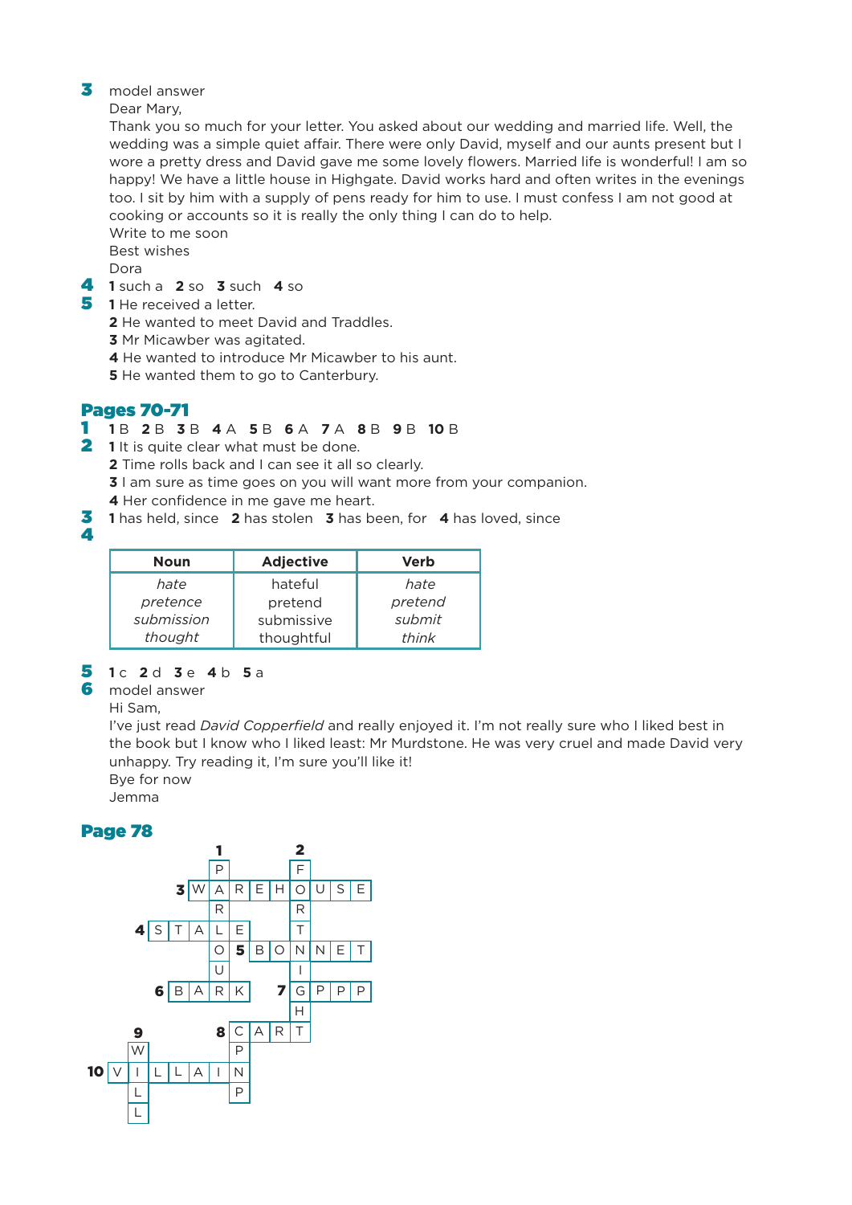**3** model answer

Dear Mary,

Thank you so much for your letter. You asked about our wedding and married life. Well, the wedding was a simple quiet affair. There were only David, myself and our aunts present but I wore a pretty dress and David gave me some lovely flowers. Married life is wonderful! I am so happy! We have a little house in Highgate. David works hard and often writes in the evenings too. I sit by him with a supply of pens ready for him to use. I must confess I am not good at cooking or accounts so it is really the only thing I can do to help.

Write to me soon

Best wishes

Dora

**4** **1** such a **2** so **3** such **4** so

**5** **1** He received a letter.
**2** He wanted to meet David and Traddles.
**3** Mr Micawber was agitated.
**4** He wanted to introduce Mr Micawber to his aunt.
**5** He wanted them to go to Canterbury.

## Pages 70-71

**1** **1** B **2** B **3** B **4** A **5** B **6** A **7** A **8** B **9** B **10** B

**2** **1** It is quite clear what must be done.
**2** Time rolls back and I can see it all so clearly.
**3** I am sure as time goes on you will want more from your companion.
**4** Her confidence in me gave me heart.

**3** **1** has held, since **2** has stolen **3** has been, for **4** has loved, since

**4**

| Noun | Adjective | Verb |
|---|---|---|
| *hate* | hateful | *hate* |
| *pretence* | pretend | *pretend* |
| *submission* | submissive | *submit* |
| *thought* | thoughtful | *think* |

**5** **1** c **2** d **3** e **4** b **5** a

**6** model answer

Hi Sam,

I've just read *David Copperfield* and really enjoyed it. I'm not really sure who I liked best in the book but I know who I liked least: Mr Murdstone. He was very cruel and made David very unhappy. Try reading it, I'm sure you'll like it!

Bye for now

Jemma

## Page 78

| | | | | | | | | | | | | | |
|---|---|---|---|---|---|---|---|---|---|---|---|---|---|
| | | | | | | 1 | | | | 2 | | | |
| | | | | | | P | | | | F | | | |
| | | | | 3 | W | A | R | E | H | O | U | S | E |
| | | | | | | R | | | | R | | | |
| | | | 4 | S | T | A | L | E | | T | | | |
| | | | | | | O | 5 | B | O | N | N | E | T |
| | | | | | | U | | | | I | | | |
| | | | | 6 | B | A | R | K | 7 | G | P | P | P |
| | | | | | | | | | | H | | | |
| | | 9 | | | | | 8 | C | A | R | T | | |
| | | W | | | | | | P | | | | | |
| 10 | V | I | L | L | A | I | N | | | | | | |
| | | L | | | | | P | | | | | | |
| | | L | | | | | | | | | | | |